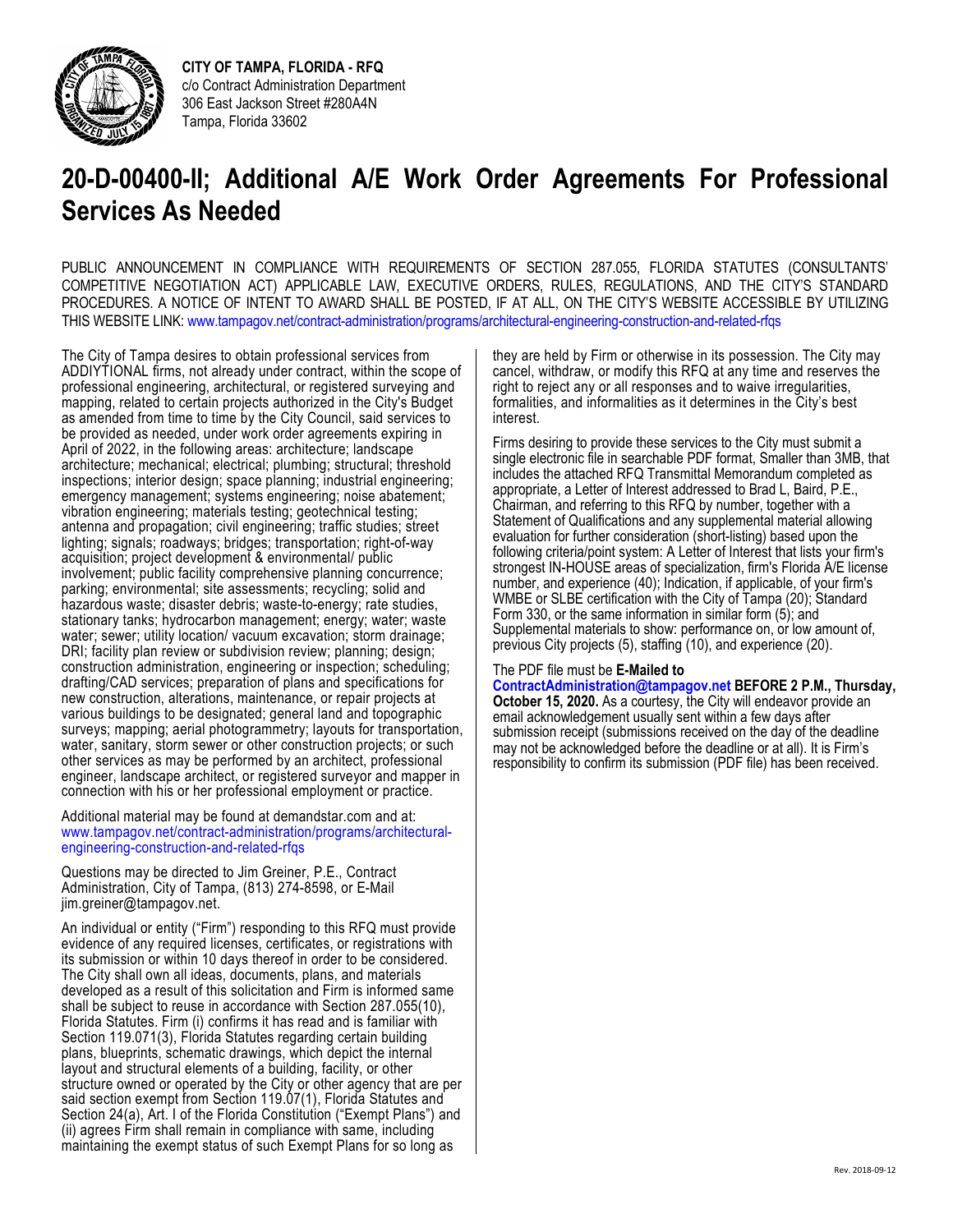**CITY OF TAMPA, FLORIDA - RFQ**
c/o Contract Administration Department
306 East Jackson Street #280A4N
Tampa, Florida 33602

# 20-D-00400-II; Additional A/E Work Order Agreements For Professional Services As Needed

PUBLIC ANNOUNCEMENT IN COMPLIANCE WITH REQUIREMENTS OF SECTION 287.055, FLORIDA STATUTES (CONSULTANTS' COMPETITIVE NEGOTIATION ACT) APPLICABLE LAW, EXECUTIVE ORDERS, RULES, REGULATIONS, AND THE CITY'S STANDARD PROCEDURES. A NOTICE OF INTENT TO AWARD SHALL BE POSTED, IF AT ALL, ON THE CITY'S WEBSITE ACCESSIBLE BY UTILIZING THIS WEBSITE LINK: www.tampagov.net/contract-administration/programs/architectural-engineering-construction-and-related-rfqs

The City of Tampa desires to obtain professional services from ADDIYTIONAL firms, not already under contract, within the scope of professional engineering, architectural, or registered surveying and mapping, related to certain projects authorized in the City's Budget as amended from time to time by the City Council, said services to be provided as needed, under work order agreements expiring in April of 2022, in the following areas: architecture; landscape architecture; mechanical; electrical; plumbing; structural; threshold inspections; interior design; space planning; industrial engineering; emergency management; systems engineering; noise abatement; vibration engineering; materials testing; geotechnical testing; antenna and propagation; civil engineering; traffic studies; street lighting; signals; roadways; bridges; transportation; right-of-way acquisition; project development & environmental/ public involvement; public facility comprehensive planning concurrence; parking; environmental; site assessments; recycling; solid and hazardous waste; disaster debris; waste-to-energy; rate studies, stationary tanks; hydrocarbon management; energy; water; waste water; sewer; utility location/ vacuum excavation; storm drainage; DRI; facility plan review or subdivision review; planning; design; construction administration, engineering or inspection; scheduling; drafting/CAD services; preparation of plans and specifications for new construction, alterations, maintenance, or repair projects at various buildings to be designated; general land and topographic surveys; mapping; aerial photogrammetry; layouts for transportation, water, sanitary, storm sewer or other construction projects; or such other services as may be performed by an architect, professional engineer, landscape architect, or registered surveyor and mapper in connection with his or her professional employment or practice.

Additional material may be found at demandstar.com and at: www.tampagov.net/contract-administration/programs/architectural-engineering-construction-and-related-rfqs

Questions may be directed to Jim Greiner, P.E., Contract Administration, City of Tampa, (813) 274-8598, or E-Mail jim.greiner@tampagov.net.

An individual or entity ("Firm") responding to this RFQ must provide evidence of any required licenses, certificates, or registrations with its submission or within 10 days thereof in order to be considered. The City shall own all ideas, documents, plans, and materials developed as a result of this solicitation and Firm is informed same shall be subject to reuse in accordance with Section 287.055(10), Florida Statutes. Firm (i) confirms it has read and is familiar with Section 119.071(3), Florida Statutes regarding certain building plans, blueprints, schematic drawings, which depict the internal layout and structural elements of a building, facility, or other structure owned or operated by the City or other agency that are per said section exempt from Section 119.07(1), Florida Statutes and Section 24(a), Art. I of the Florida Constitution ("Exempt Plans") and (ii) agrees Firm shall remain in compliance with same, including maintaining the exempt status of such Exempt Plans for so long as they are held by Firm or otherwise in its possession. The City may cancel, withdraw, or modify this RFQ at any time and reserves the right to reject any or all responses and to waive irregularities, formalities, and informalities as it determines in the City's best interest.

Firms desiring to provide these services to the City must submit a single electronic file in searchable PDF format, Smaller than 3MB, that includes the attached RFQ Transmittal Memorandum completed as appropriate, a Letter of Interest addressed to Brad L, Baird, P.E., Chairman, and referring to this RFQ by number, together with a Statement of Qualifications and any supplemental material allowing evaluation for further consideration (short-listing) based upon the following criteria/point system: A Letter of Interest that lists your firm's strongest IN-HOUSE areas of specialization, firm's Florida A/E license number, and experience (40); Indication, if applicable, of your firm's WMBE or SLBE certification with the City of Tampa (20); Standard Form 330, or the same information in similar form (5); and Supplemental materials to show: performance on, or low amount of, previous City projects (5), staffing (10), and experience (20).

The PDF file must be **E-Mailed to ContractAdministration@tampagov.net BEFORE 2 P.M., Thursday, October 15, 2020.** As a courtesy, the City will endeavor provide an email acknowledgement usually sent within a few days after submission receipt (submissions received on the day of the deadline may not be acknowledged before the deadline or at all). It is Firm's responsibility to confirm its submission (PDF file) has been received.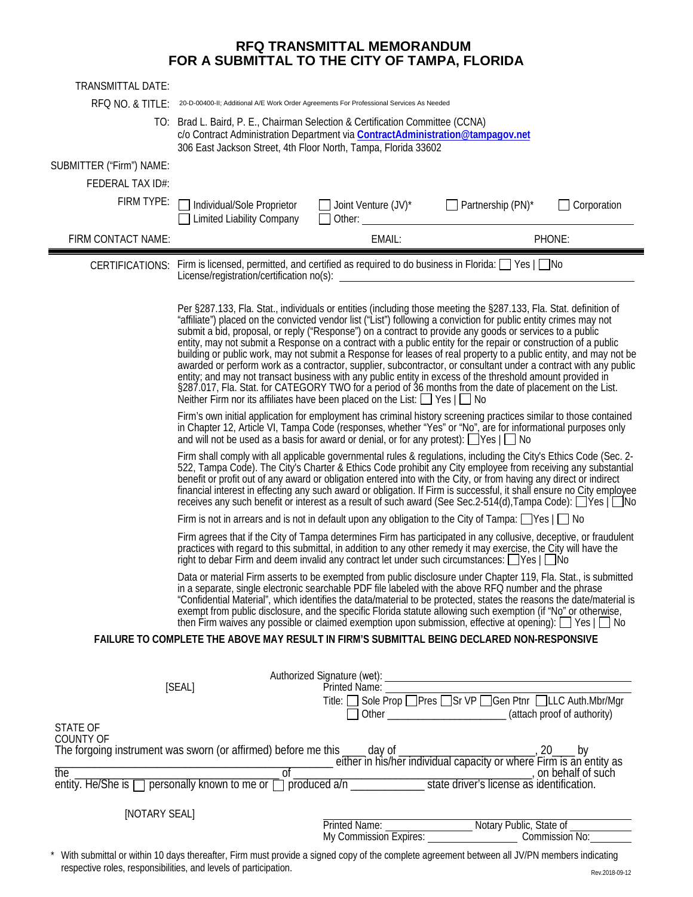# RFQ TRANSMITTAL MEMORANDUM
# FOR A SUBMITTAL TO THE CITY OF TAMPA, FLORIDA

TRANSMITTAL DATE:

RFQ NO. & TITLE: 20-D-00400-II; Additional A/E Work Order Agreements For Professional Services As Needed

TO: Brad L. Baird, P. E., Chairman Selection & Certification Committee (CCNA)
c/o Contract Administration Department via **ContractAdministration@tampagov.net**
306 East Jackson Street, 4th Floor North, Tampa, Florida 33602

SUBMITTER ("Firm") NAME:

FEDERAL TAX ID#:

FIRM TYPE: ☐ Individual/Sole Proprietor ☐ Joint Venture (JV)* ☐ Partnership (PN)* ☐ Corporation
☐ Limited Liability Company ☐ Other: ______________________

FIRM CONTACT NAME: EMAIL: PHONE:

---

CERTIFICATIONS: Firm is licensed, permitted, and certified as required to do business in Florida: ☐ Yes | ☐ No
License/registration/certification no(s): ______________________

Per §287.133, Fla. Stat., individuals or entities (including those meeting the §287.133, Fla. Stat. definition of "affiliate") placed on the convicted vendor list ("List") following a conviction for public entity crimes may not submit a bid, proposal, or reply ("Response") on a contract to provide any goods or services to a public entity, may not submit a Response on a contract with a public entity for the repair or construction of a public building or public work, may not submit a Response for leases of real property to a public entity, and may not be awarded or perform work as a contractor, supplier, subcontractor, or consultant under a contract with any public entity; and may not transact business with any public entity in excess of the threshold amount provided in §287.017, Fla. Stat. for CATEGORY TWO for a period of 36 months from the date of placement on the List. Neither Firm nor its affiliates have been placed on the List: ☐ Yes | ☐ No

Firm's own initial application for employment has criminal history screening practices similar to those contained in Chapter 12, Article VI, Tampa Code (responses, whether "Yes" or "No", are for informational purposes only and will not be used as a basis for award or denial, or for any protest): ☐ Yes | ☐ No

Firm shall comply with all applicable governmental rules & regulations, including the City's Ethics Code (Sec. 2-522, Tampa Code). The City's Charter & Ethics Code prohibit any City employee from receiving any substantial benefit or profit out of any award or obligation entered into with the City, or from having any direct or indirect financial interest in effecting any such award or obligation. If Firm is successful, it shall ensure no City employee receives any such benefit or interest as a result of such award (See Sec.2-514(d),Tampa Code): ☐ Yes | ☐ No

Firm is not in arrears and is not in default upon any obligation to the City of Tampa: ☐ Yes | ☐ No

Firm agrees that if the City of Tampa determines Firm has participated in any collusive, deceptive, or fraudulent practices with regard to this submittal, in addition to any other remedy it may exercise, the City will have the right to debar Firm and deem invalid any contract let under such circumstances: ☐ Yes | ☐ No

Data or material Firm asserts to be exempted from public disclosure under Chapter 119, Fla. Stat., is submitted in a separate, single electronic searchable PDF file labeled with the above RFQ number and the phrase "Confidential Material", which identifies the data/material to be protected, states the reasons the date/material is exempt from public disclosure, and the specific Florida statute allowing such exemption (if "No" or otherwise, then Firm waives any possible or claimed exemption upon submission, effective at opening): ☐ Yes | ☐ No

**FAILURE TO COMPLETE THE ABOVE MAY RESULT IN FIRM'S SUBMITTAL BEING DECLARED NON-RESPONSIVE**

[SEAL]

Authorized Signature (wet): ______________________
Printed Name: ______________________
Title: ☐ Sole Prop ☐ Pres ☐ Sr VP ☐ Gen Ptnr ☐ LLC Auth.Mbr/Mgr
☐ Other ______________________ (attach proof of authority)

STATE OF
COUNTY OF
The forgoing instrument was sworn (or affirmed) before me this ____ day of ______________________, 20____ by ______________________ either in his/her individual capacity or where Firm is an entity as the ______________________ of ______________________, on behalf of such entity. He/She is ☐ personally known to me or ☐ produced a/n ____________ state driver's license as identification.

[NOTARY SEAL]

Printed Name: ____________ Notary Public, State of ____________
My Commission Expires: ____________ Commission No: ____________

\* With submittal or within 10 days thereafter, Firm must provide a signed copy of the complete agreement between all JV/PN members indicating respective roles, responsibilities, and levels of participation.

Rev.2018-09-12